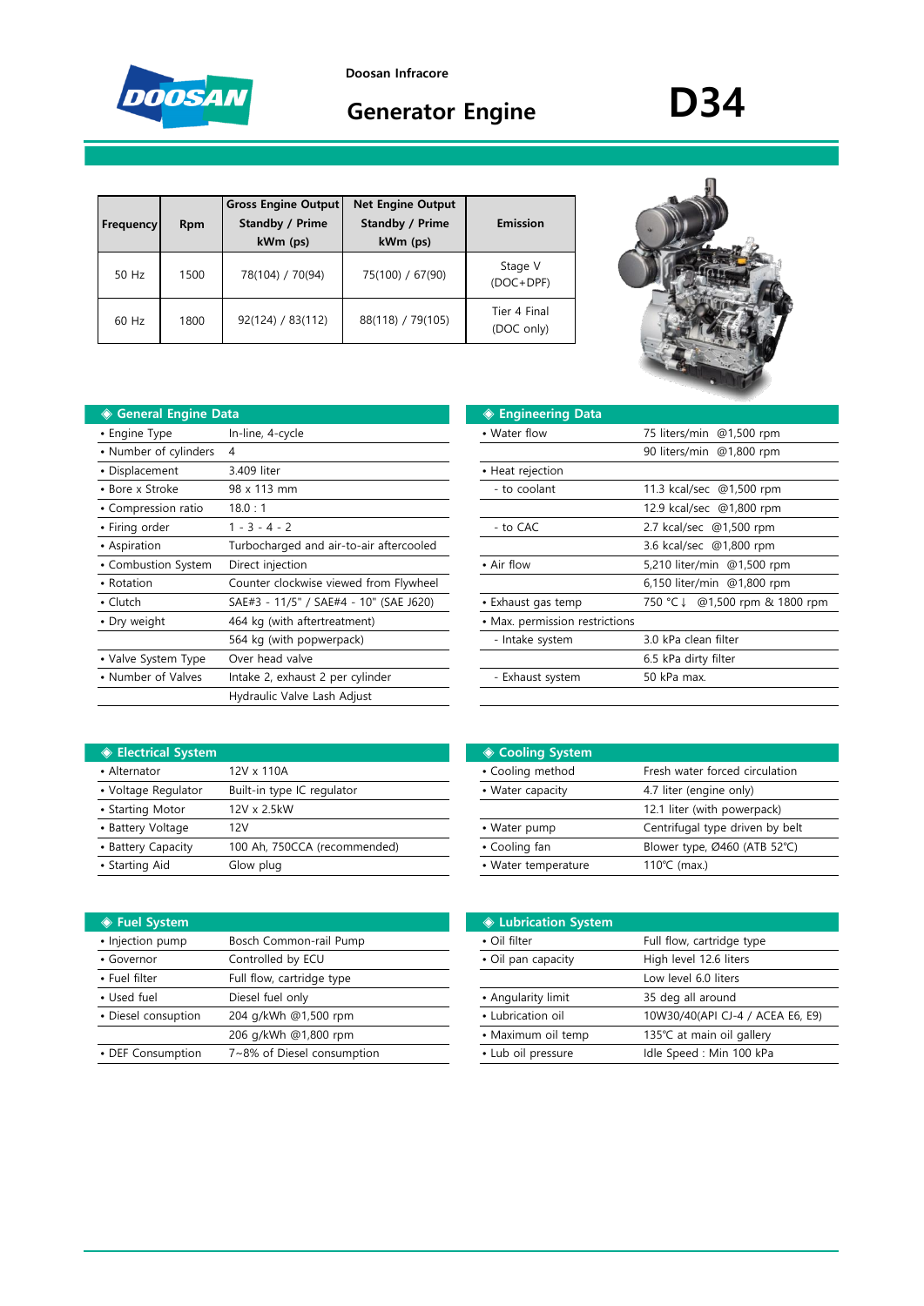Doosan Infracore

# Generator Engine

# D34

| Frequency | Rpm | Gross Engine Output Standby / Prime kWm (ps) | Net Engine Output Standby / Prime kWm (ps) | Emission |
|---|---|---|---|---|
| 50 Hz | 1500 | 78(104) / 70(94) | 75(100) / 67(90) | Stage V (DOC+DPF) |
| 60 Hz | 1800 | 92(124) / 83(112) | 88(118) / 79(105) | Tier 4 Final (DOC only) |

## ◈ General Engine Data

| | |
|---|---|
| • Engine Type | In-line, 4-cycle |
| • Number of cylinders | 4 |
| • Displacement | 3.409 liter |
| • Bore x Stroke | 98 x 113 mm |
| • Compression ratio | 18.0 : 1 |
| • Firing order | 1 - 3 - 4 - 2 |
| • Aspiration | Turbocharged and air-to-air aftercooled |
| • Combustion System | Direct injection |
| • Rotation | Counter clockwise viewed from Flywheel |
| • Clutch | SAE#3 - 11/5" / SAE#4 - 10" (SAE J620) |
| • Dry weight | 464 kg (with aftertreatment) |
| | 564 kg (with popwerpack) |
| • Valve System Type | Over head valve |
| • Number of Valves | Intake 2, exhaust 2 per cylinder |
| | Hydraulic Valve Lash Adjust |

## ◈ Engineering Data

| | |
|---|---|
| • Water flow | 75 liters/min @1,500 rpm |
| | 90 liters/min @1,800 rpm |
| • Heat rejection | |
| - to coolant | 11.3 kcal/sec @1,500 rpm |
| | 12.9 kcal/sec @1,800 rpm |
| - to CAC | 2.7 kcal/sec @1,500 rpm |
| | 3.6 kcal/sec @1,800 rpm |
| • Air flow | 5,210 liter/min @1,500 rpm |
| | 6,150 liter/min @1,800 rpm |
| • Exhaust gas temp | 750 °C↓ @1,500 rpm & 1800 rpm |
| • Max. permission restrictions | |
| - Intake system | 3.0 kPa clean filter |
| | 6.5 kPa dirty filter |
| - Exhaust system | 50 kPa max. |

## ◈ Electrical System

| | |
|---|---|
| • Alternator | 12V x 110A |
| • Voltage Regulator | Built-in type IC regulator |
| • Starting Motor | 12V x 2.5kW |
| • Battery Voltage | 12V |
| • Battery Capacity | 100 Ah, 750CCA (recommended) |
| • Starting Aid | Glow plug |

## ◈ Cooling System

| | |
|---|---|
| • Cooling method | Fresh water forced circulation |
| • Water capacity | 4.7 liter (engine only) |
| | 12.1 liter (with powerpack) |
| • Water pump | Centrifugal type driven by belt |
| • Cooling fan | Blower type, Ø460 (ATB 52℃) |
| • Water temperature | 110℃ (max.) |

## ◈ Fuel System

| | |
|---|---|
| • Injection pump | Bosch Common-rail Pump |
| • Governor | Controlled by ECU |
| • Fuel filter | Full flow, cartridge type |
| • Used fuel | Diesel fuel only |
| • Diesel consuption | 204 g/kWh @1,500 rpm |
| | 206 g/kWh @1,800 rpm |
| • DEF Consumption | 7~8% of Diesel consumption |

## ◈ Lubrication System

| | |
|---|---|
| • Oil filter | Full flow, cartridge type |
| • Oil pan capacity | High level 12.6 liters |
| | Low level 6.0 liters |
| • Angularity limit | 35 deg all around |
| • Lubrication oil | 10W30/40(API CJ-4 / ACEA E6, E9) |
| • Maximum oil temp | 135℃ at main oil gallery |
| • Lub oil pressure | Idle Speed : Min 100 kPa |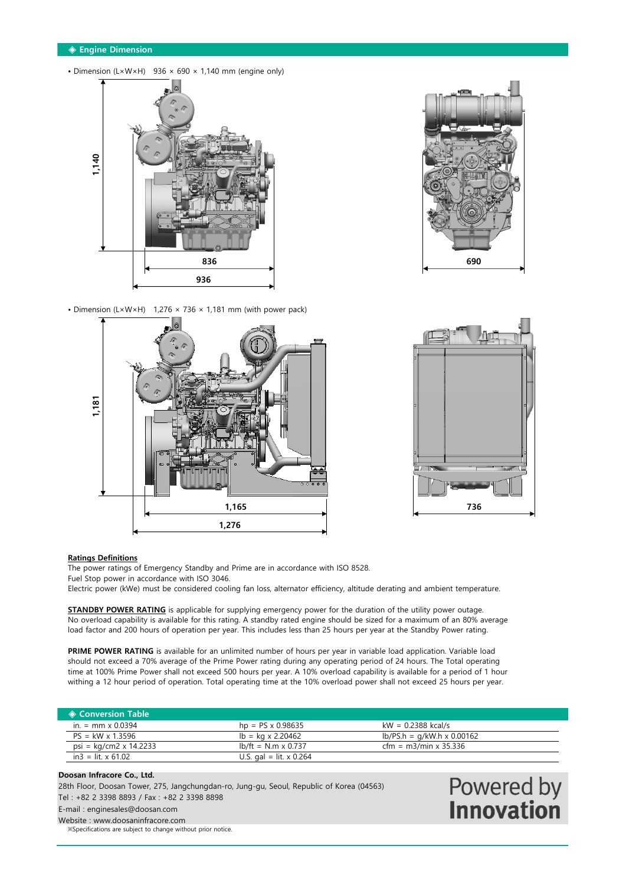## ◈ Engine Dimension

- Dimension (L×W×H) 936 × 690 × 1,140 mm (engine only)

1,140

836

936

690

- Dimension (L×W×H) 1,276 × 736 × 1,181 mm (with power pack)

1,181

1,165

1,276

736

**Ratings Definitions**

The power ratings of Emergency Standby and Prime are in accordance with ISO 8528.
Fuel Stop power in accordance with ISO 3046.
Electric power (kWe) must be considered cooling fan loss, alternator efficiency, altitude derating and ambient temperature.

**STANDBY POWER RATING** is applicable for supplying emergency power for the duration of the utility power outage. No overload capability is available for this rating. A standby rated engine should be sized for a maximum of an 80% average load factor and 200 hours of operation per year. This includes less than 25 hours per year at the Standby Power rating.

**PRIME POWER RATING** is available for an unlimited number of hours per year in variable load application. Variable load should not exceed a 70% average of the Prime Power rating during any operating period of 24 hours. The Total operating time at 100% Prime Power shall not exceed 500 hours per year. A 10% overload capability is available for a period of 1 hour withing a 12 hour period of operation. Total operating time at the 10% overload power shall not exceed 25 hours per year.

## ◈ Conversion Table

| | | |
|---|---|---|
| in. = mm x 0.0394 | hp = PS x 0.98635 | kW = 0.2388 kcal/s |
| PS = kW x 1.3596 | lb = kg x 2.20462 | lb/PS.h = g/kW.h x 0.00162 |
| psi = kg/cm2 x 14.2233 | lb/ft = N.m x 0.737 | cfm = m3/min x 35.336 |
| in3 = lit. x 61.02 | U.S. gal = lit. x 0.264 | |

**Doosan Infracore Co., Ltd.**
28th Floor, Doosan Tower, 275, Jangchungdan-ro, Jung-gu, Seoul, Republic of Korea (04563)
Tel : +82 2 3398 8893 / Fax : +82 2 3398 8898
E-mail : enginesales@doosan.com
Website : www.doosaninfracore.com
※Specifications are subject to change without prior notice.

Powered by **Innovation**